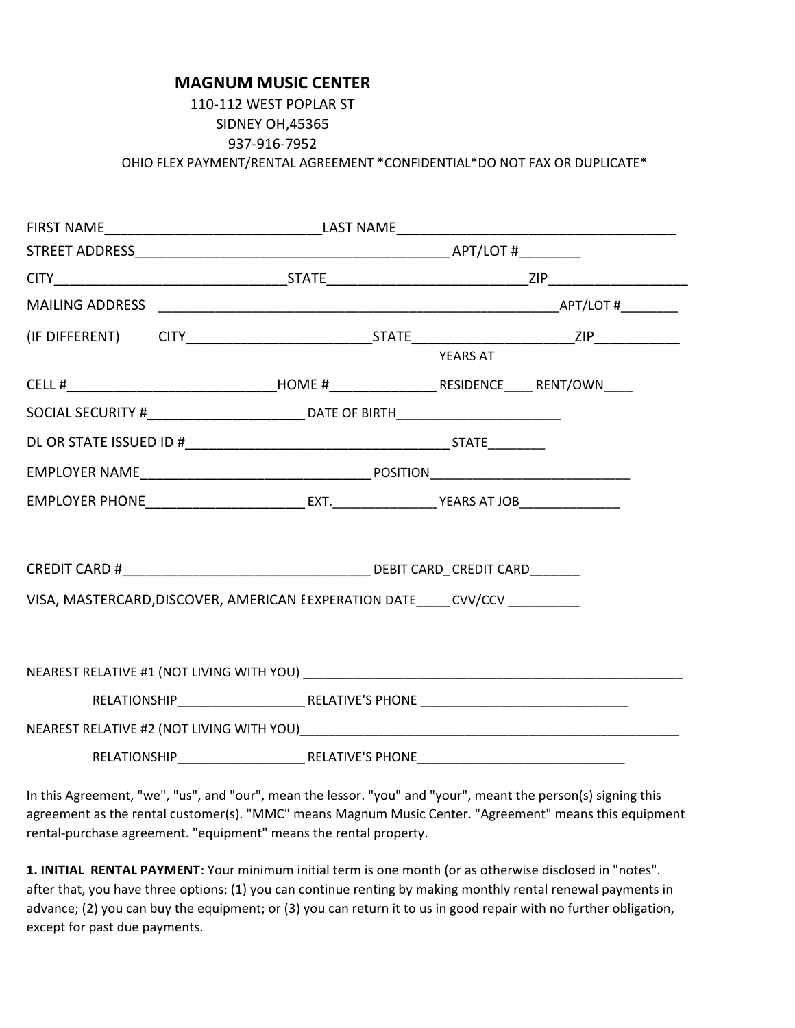**MAGNUM MUSIC CENTER**

110-112 WEST POPLAR ST

SIDNEY OH,45365

937-916-7952

OHIO FLEX PAYMENT/RENTAL AGREEMENT *CONFIDENTIAL*DO NOT FAX OR DUPLICATE*

FIRST NAME____________________________LAST NAME____________________________________

STREET ADDRESS________________________________________ APT/LOT #________

CITY______________________________STATE__________________________ZIP__________________

MAILING ADDRESS _____________________________________________________APT/LOT #________

(IF DIFFERENT) CITY________________________STATE_____________________ZIP___________

CELL #___________________________HOME #______________ YEARS AT RESIDENCE____ RENT/OWN____

SOCIAL SECURITY #_____________________ DATE OF BIRTH______________________

DL OR STATE ISSUED ID #___________________________________ STATE________

EMPLOYER NAME______________________________ POSITION___________________________

EMPLOYER PHONE_____________________ EXT.______________ YEARS AT JOB_____________

CREDIT CARD #_________________________________ DEBIT CARD_ CREDIT CARD_______

VISA, MASTERCARD,DISCOVER, AMERICAN E EXPERATION DATE_____ CVV/CCV __________

NEAREST RELATIVE #1 (NOT LIVING WITH YOU) ______________________________________________________

RELATIONSHIP__________________ RELATIVE'S PHONE _____________________________

NEAREST RELATIVE #2 (NOT LIVING WITH YOU)______________________________________________________

RELATIONSHIP__________________ RELATIVE'S PHONE_____________________________

In this Agreement, "we", "us", and "our", mean the lessor. "you" and "your", meant the person(s) signing this agreement as the rental customer(s). "MMC" means Magnum Music Center. "Agreement" means this equipment rental-purchase agreement. "equipment" means the rental property.

**1. INITIAL RENTAL PAYMENT**: Your minimum initial term is one month (or as otherwise disclosed in "notes". after that, you have three options: (1) you can continue renting by making monthly rental renewal payments in advance; (2) you can buy the equipment; or (3) you can return it to us in good repair with no further obligation, except for past due payments.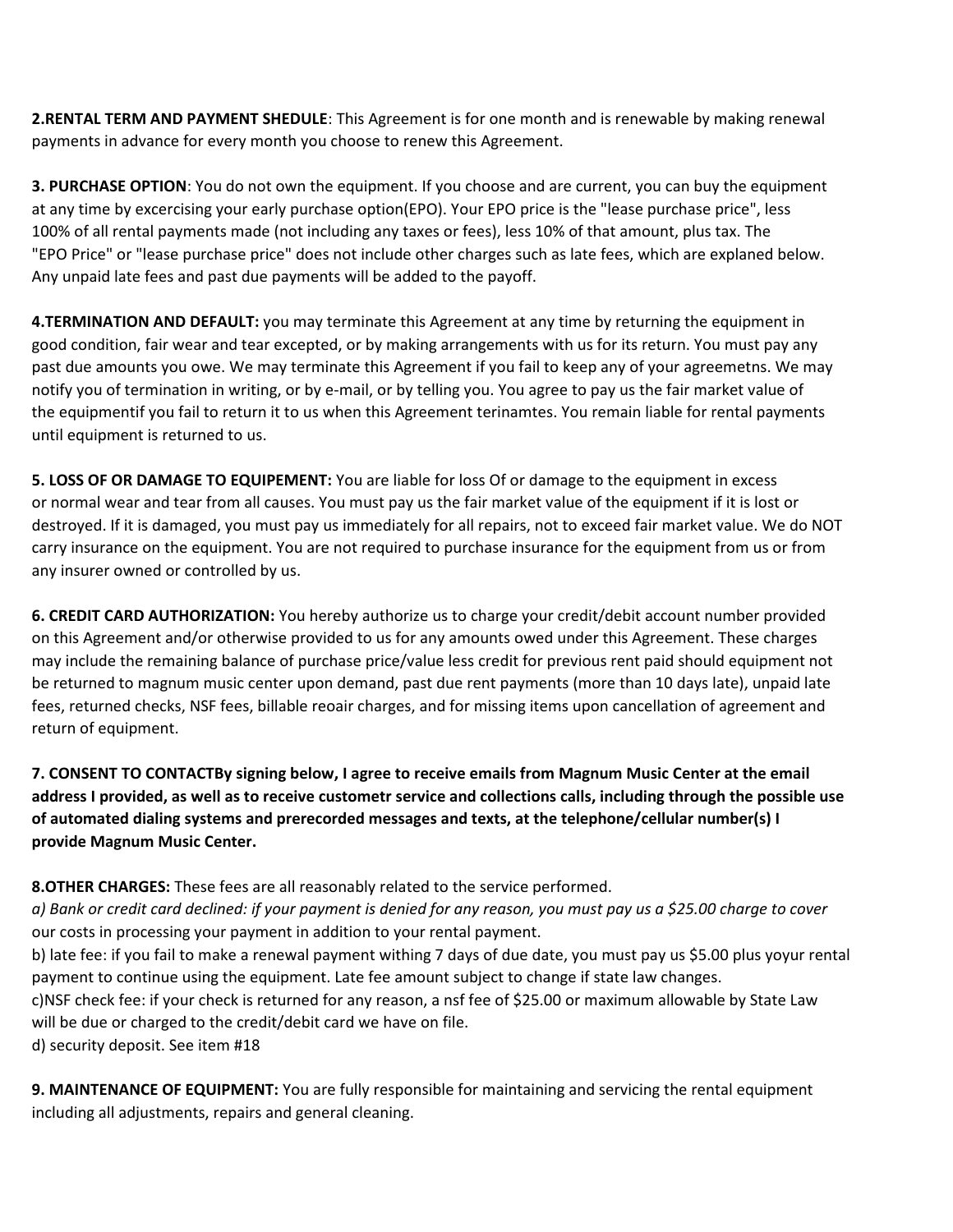**2.RENTAL TERM AND PAYMENT SHEDULE**: This Agreement is for one month and is renewable by making renewal payments in advance for every month you choose to renew this Agreement.

**3. PURCHASE OPTION**: You do not own the equipment. If you choose and are current, you can buy the equipment at any time by excercising your early purchase option(EPO). Your EPO price is the "lease purchase price", less 100% of all rental payments made (not including any taxes or fees), less 10% of that amount, plus tax. The "EPO Price" or "lease purchase price" does not include other charges such as late fees, which are explaned below. Any unpaid late fees and past due payments will be added to the payoff.

**4.TERMINATION AND DEFAULT:** you may terminate this Agreement at any time by returning the equipment in good condition, fair wear and tear excepted, or by making arrangements with us for its return. You must pay any past due amounts you owe. We may terminate this Agreement if you fail to keep any of your agreemetns. We may notify you of termination in writing, or by e-mail, or by telling you. You agree to pay us the fair market value of the equipmentif you fail to return it to us when this Agreement terinamtes. You remain liable for rental payments until equipment is returned to us.

**5. LOSS OF OR DAMAGE TO EQUIPEMENT:** You are liable for loss Of or damage to the equipment in excess or normal wear and tear from all causes. You must pay us the fair market value of the equipment if it is lost or destroyed. If it is damaged, you must pay us immediately for all repairs, not to exceed fair market value. We do NOT carry insurance on the equipment. You are not required to purchase insurance for the equipment from us or from any insurer owned or controlled by us.

**6. CREDIT CARD AUTHORIZATION:** You hereby authorize us to charge your credit/debit account number provided on this Agreement and/or otherwise provided to us for any amounts owed under this Agreement. These charges may include the remaining balance of purchase price/value less credit for previous rent paid should equipment not be returned to magnum music center upon demand, past due rent payments (more than 10 days late), unpaid late fees, returned checks, NSF fees, billable reoair charges, and for missing items upon cancellation of agreement and return of equipment.

**7. CONSENT TO CONTACTBy signing below, I agree to receive emails from Magnum Music Center at the email address I provided, as well as to receive custometr service and collections calls, including through the possible use of automated dialing systems and prerecorded messages and texts, at the telephone/cellular number(s) I provide Magnum Music Center.**

**8.OTHER CHARGES:** These fees are all reasonably related to the service performed.
*a) Bank or credit card declined: if your payment is denied for any reason, you must pay us a $25.00 charge to cover* our costs in processing your payment in addition to your rental payment.
b) late fee: if you fail to make a renewal payment withing 7 days of due date, you must pay us $5.00 plus yoyur rental payment to continue using the equipment. Late fee amount subject to change if state law changes.
c)NSF check fee: if your check is returned for any reason, a nsf fee of $25.00 or maximum allowable by State Law will be due or charged to the credit/debit card we have on file.
d) security deposit. See item #18

**9. MAINTENANCE OF EQUIPMENT:** You are fully responsible for maintaining and servicing the rental equipment including all adjustments, repairs and general cleaning.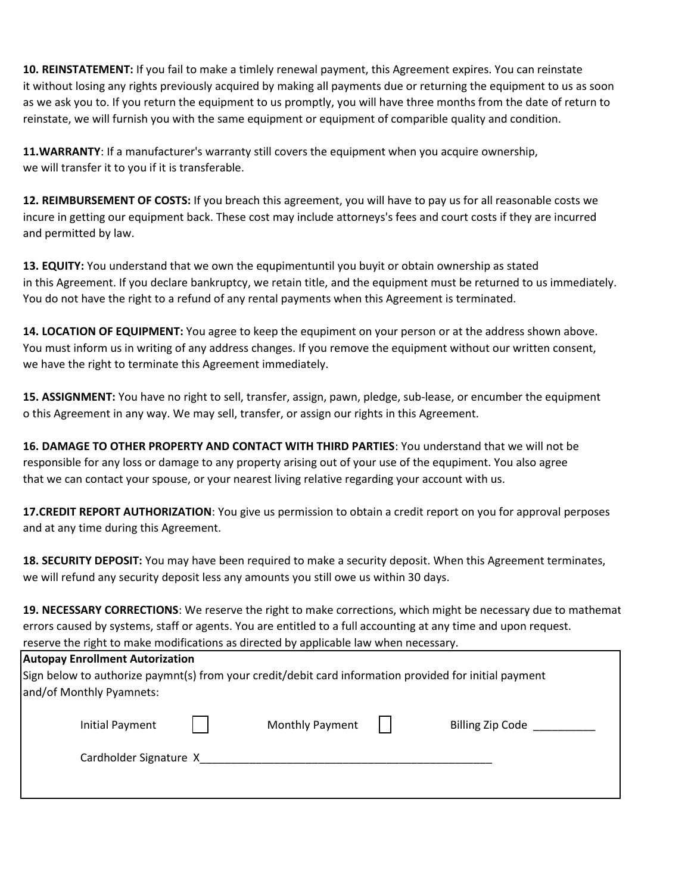**10. REINSTATEMENT:** If you fail to make a timlely renewal payment, this Agreement expires. You can reinstate it without losing any rights previously acquired by making all payments due or returning the equipment to us as soon as we ask you to. If you return the equipment to us promptly, you will have three months from the date of return to reinstate, we will furnish you with the same equipment or equipment of comparible quality and condition.

**11.WARRANTY**: If a manufacturer's warranty still covers the equipment when you acquire ownership, we will transfer it to you if it is transferable.

**12. REIMBURSEMENT OF COSTS:** If you breach this agreement, you will have to pay us for all reasonable costs we incure in getting our equipment back. These cost may include attorneys's fees and court costs if they are incurred and permitted by law.

**13. EQUITY:** You understand that we own the equpimentuntil you buyit or obtain ownership as stated in this Agreement. If you declare bankruptcy, we retain title, and the equipment must be returned to us immediately. You do not have the right to a refund of any rental payments when this Agreement is terminated.

**14. LOCATION OF EQUIPMENT:** You agree to keep the equipment on your person or at the address shown above. You must inform us in writing of any address changes. If you remove the equipment without our written consent, we have the right to terminate this Agreement immediately.

**15. ASSIGNMENT:** You have no right to sell, transfer, assign, pawn, pledge, sub-lease, or encumber the equipment o this Agreement in any way. We may sell, transfer, or assign our rights in this Agreement.

**16. DAMAGE TO OTHER PROPERTY AND CONTACT WITH THIRD PARTIES**: You understand that we will not be responsible for any loss or damage to any property arising out of your use of the equipment. You also agree that we can contact your spouse, or your nearest living relative regarding your account with us.

**17.CREDIT REPORT AUTHORIZATION**: You give us permission to obtain a credit report on you for approval perposes and at any time during this Agreement.

**18. SECURITY DEPOSIT:** You may have been required to make a security deposit. When this Agreement terminates, we will refund any security deposit less any amounts you still owe us within 30 days.

**19. NECESSARY CORRECTIONS**: We reserve the right to make corrections, which might be necessary due to mathemat errors caused by systems, staff or agents. You are entitled to a full accounting at any time and upon request. reserve the right to make modifications as directed by applicable law when necessary.

**Autopay Enrollment Autorization**

Sign below to authorize paymnt(s) from your credit/debit card information provided for initial payment and/of Monthly Pyamnets:

Initial Payment ☐    Monthly Payment ☐    Billing Zip Code __________

Cardholder Signature X________________________________________________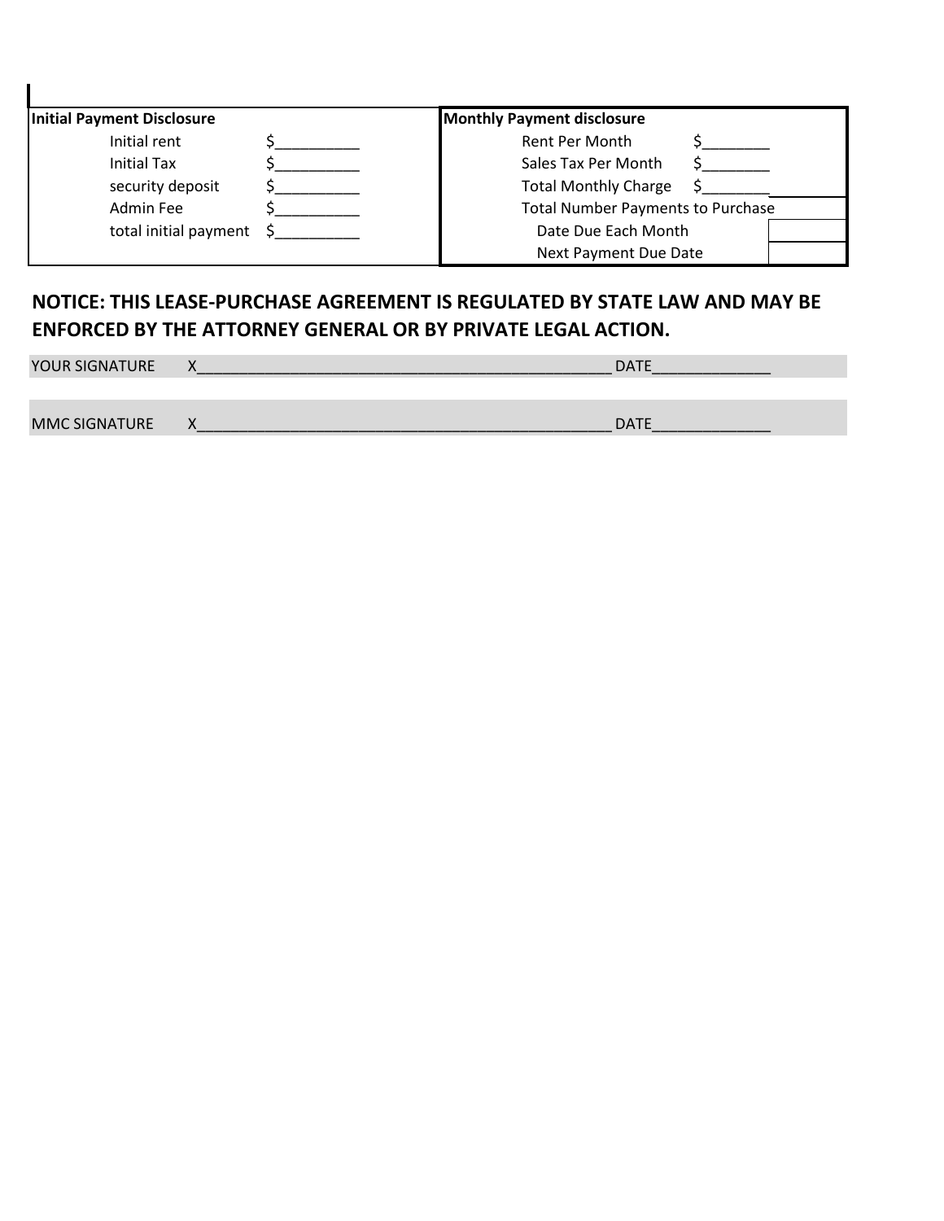| **Initial Payment Disclosure** | | **Monthly Payment disclosure** | |
|---|---|---|---|
| Initial rent | $__________ | Rent Per Month | $________ |
| Initial Tax | $__________ | Sales Tax Per Month | $________ |
| security deposit | $__________ | Total Monthly Charge | $________ |
| Admin Fee | $__________ | Total Number Payments to Purchase | |
| total initial payment | $__________ | Date Due Each Month | |
| | | Next Payment Due Date | |

**NOTICE: THIS LEASE-PURCHASE AGREEMENT IS REGULATED BY STATE LAW AND MAY BE ENFORCED BY THE ATTORNEY GENERAL OR BY PRIVATE LEGAL ACTION.**

YOUR SIGNATURE X_________________________________________________ DATE______________

MMC SIGNATURE X_________________________________________________ DATE______________